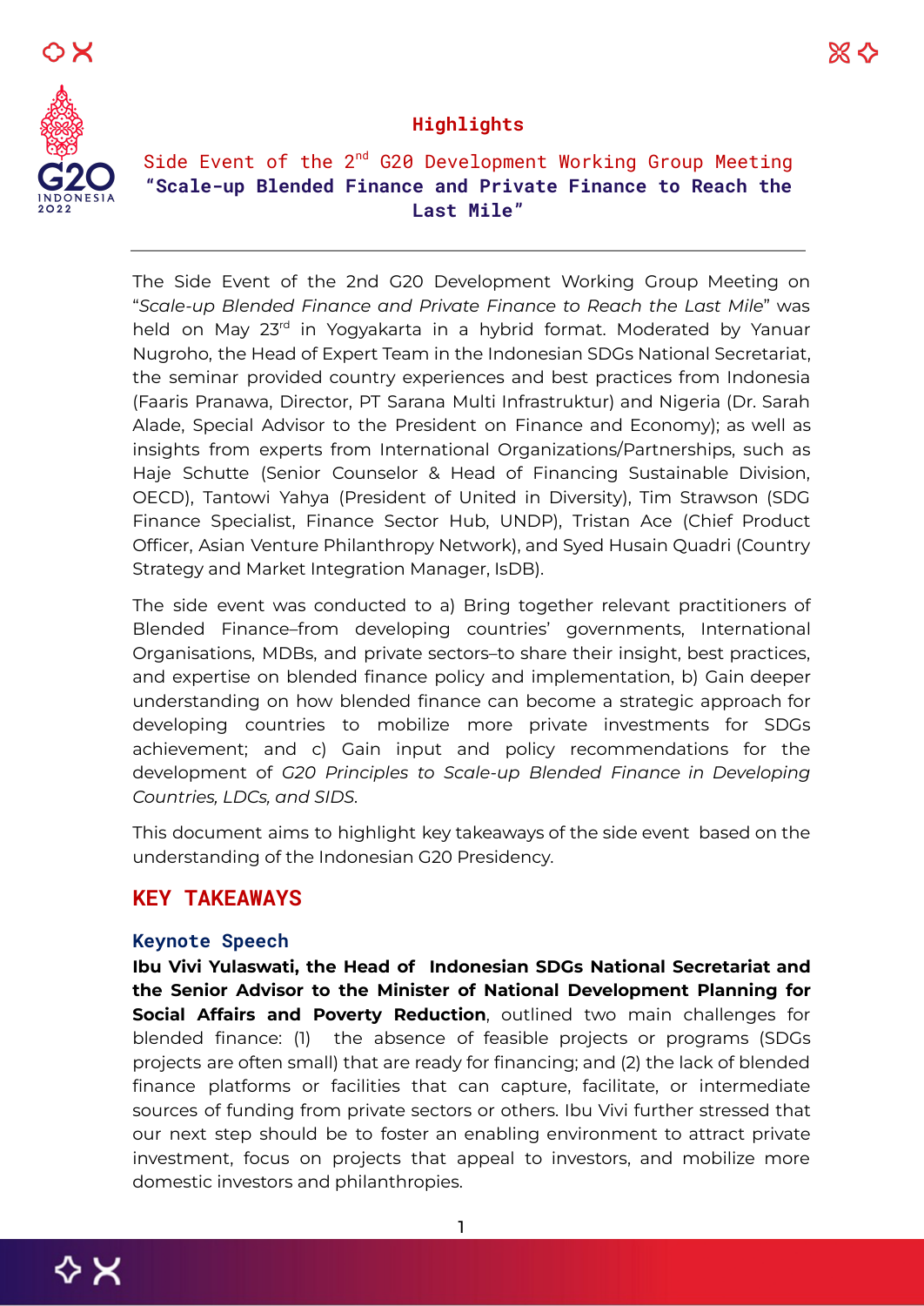# Highlights

## Side Event of the 2nd G20 Development Working Group Meeting "Scale-up Blended Finance and Private Finance to Reach the Last Mile"

The Side Event of the 2nd G20 Development Working Group Meeting on "*Scale-up Blended Finance and Private Finance to Reach the Last Mile*" was held on May 23rd in Yogyakarta in a hybrid format. Moderated by Yanuar Nugroho, the Head of Expert Team in the Indonesian SDGs National Secretariat, the seminar provided country experiences and best practices from Indonesia (Faaris Pranawa, Director, PT Sarana Multi Infrastruktur) and Nigeria (Dr. Sarah Alade, Special Advisor to the President on Finance and Economy); as well as insights from experts from International Organizations/Partnerships, such as Haje Schutte (Senior Counselor & Head of Financing Sustainable Division, OECD), Tantowi Yahya (President of United in Diversity), Tim Strawson (SDG Finance Specialist, Finance Sector Hub, UNDP), Tristan Ace (Chief Product Officer, Asian Venture Philanthropy Network), and Syed Husain Quadri (Country Strategy and Market Integration Manager, IsDB).

The side event was conducted to a) Bring together relevant practitioners of Blended Finance–from developing countries' governments, International Organisations, MDBs, and private sectors–to share their insight, best practices, and expertise on blended finance policy and implementation, b) Gain deeper understanding on how blended finance can become a strategic approach for developing countries to mobilize more private investments for SDGs achievement; and c) Gain input and policy recommendations for the development of *G20 Principles to Scale-up Blended Finance in Developing Countries, LDCs, and SIDS*.

This document aims to highlight key takeaways of the side event based on the understanding of the Indonesian G20 Presidency.

## KEY TAKEAWAYS

### Keynote Speech

**Ibu Vivi Yulaswati, the Head of Indonesian SDGs National Secretariat and the Senior Advisor to the Minister of National Development Planning for Social Affairs and Poverty Reduction**, outlined two main challenges for blended finance: (1) the absence of feasible projects or programs (SDGs projects are often small) that are ready for financing; and (2) the lack of blended finance platforms or facilities that can capture, facilitate, or intermediate sources of funding from private sectors or others. Ibu Vivi further stressed that our next step should be to foster an enabling environment to attract private investment, focus on projects that appeal to investors, and mobilize more domestic investors and philanthropies.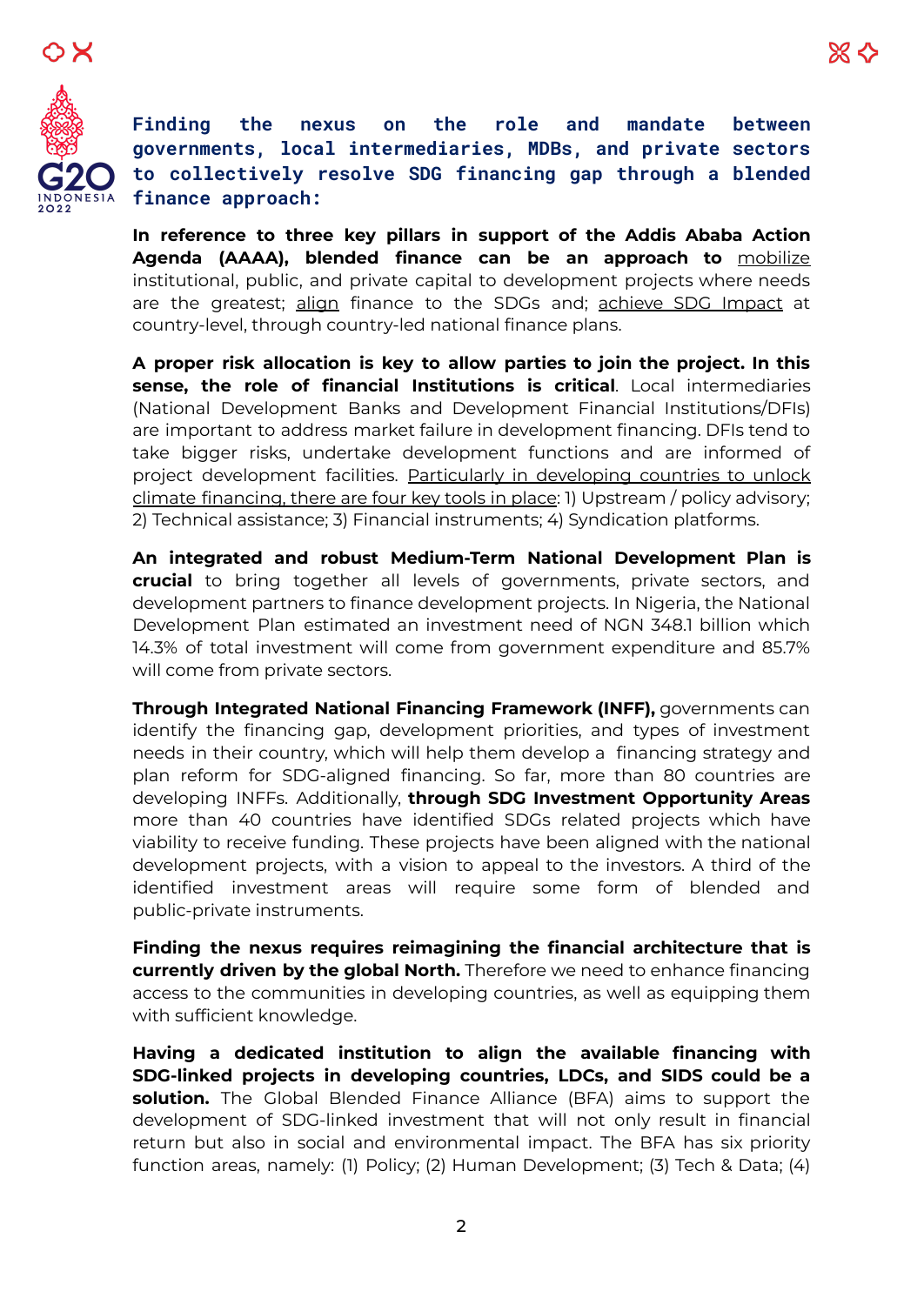## Finding the nexus on the role and mandate between governments, local intermediaries, MDBs, and private sectors to collectively resolve SDG financing gap through a blended finance approach:

**In reference to three key pillars in support of the Addis Ababa Action Agenda (AAAA), blended finance can be an approach to** mobilize institutional, public, and private capital to development projects where needs are the greatest; align finance to the SDGs and; achieve SDG Impact at country-level, through country-led national finance plans.

**A proper risk allocation is key to allow parties to join the project. In this sense, the role of financial Institutions is critical**. Local intermediaries (National Development Banks and Development Financial Institutions/DFIs) are important to address market failure in development financing. DFIs tend to take bigger risks, undertake development functions and are informed of project development facilities. Particularly in developing countries to unlock climate financing, there are four key tools in place: 1) Upstream / policy advisory; 2) Technical assistance; 3) Financial instruments; 4) Syndication platforms.

**An integrated and robust Medium-Term National Development Plan is crucial** to bring together all levels of governments, private sectors, and development partners to finance development projects. In Nigeria, the National Development Plan estimated an investment need of NGN 348.1 billion which 14.3% of total investment will come from government expenditure and 85.7% will come from private sectors.

**Through Integrated National Financing Framework (INFF),** governments can identify the financing gap, development priorities, and types of investment needs in their country, which will help them develop a financing strategy and plan reform for SDG-aligned financing. So far, more than 80 countries are developing INFFs. Additionally, **through SDG Investment Opportunity Areas** more than 40 countries have identified SDGs related projects which have viability to receive funding. These projects have been aligned with the national development projects, with a vision to appeal to the investors. A third of the identified investment areas will require some form of blended and public-private instruments.

**Finding the nexus requires reimagining the financial architecture that is currently driven by the global North.** Therefore we need to enhance financing access to the communities in developing countries, as well as equipping them with sufficient knowledge.

**Having a dedicated institution to align the available financing with SDG-linked projects in developing countries, LDCs, and SIDS could be a solution.** The Global Blended Finance Alliance (BFA) aims to support the development of SDG-linked investment that will not only result in financial return but also in social and environmental impact. The BFA has six priority function areas, namely: (1) Policy; (2) Human Development; (3) Tech & Data; (4)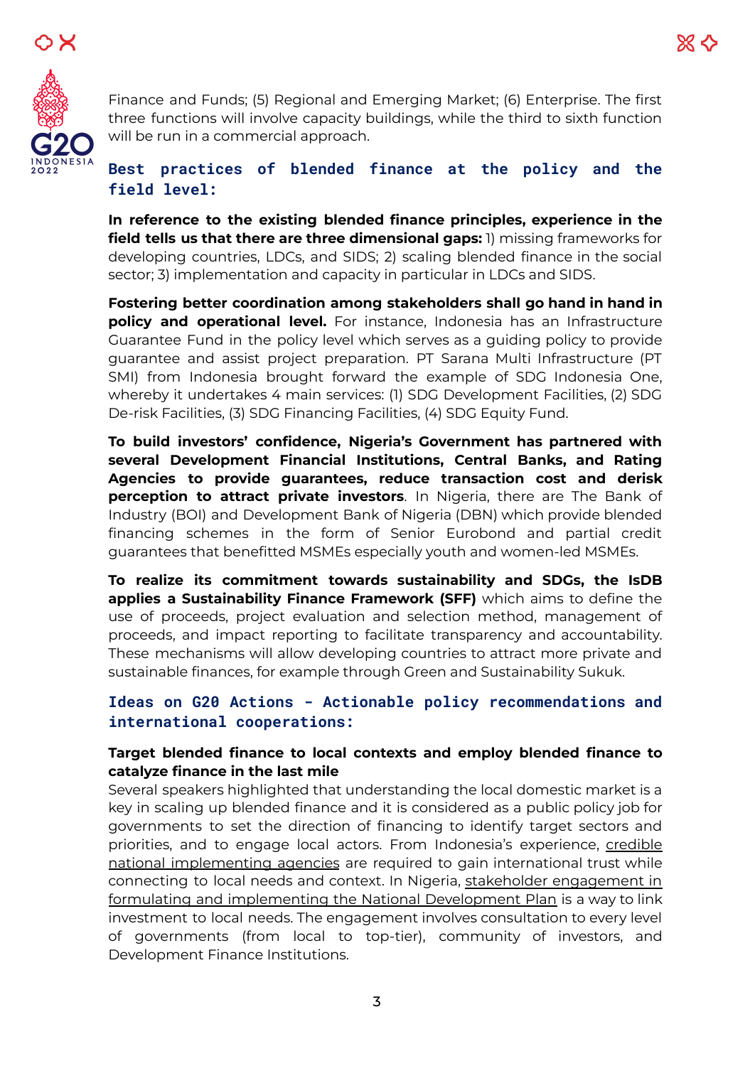Finance and Funds; (5) Regional and Emerging Market; (6) Enterprise. The first three functions will involve capacity buildings, while the third to sixth function will be run in a commercial approach.

## Best practices of blended finance at the policy and the field level:

**In reference to the existing blended finance principles, experience in the field tells us that there are three dimensional gaps:** 1) missing frameworks for developing countries, LDCs, and SIDS; 2) scaling blended finance in the social sector; 3) implementation and capacity in particular in LDCs and SIDS.

**Fostering better coordination among stakeholders shall go hand in hand in policy and operational level.** For instance, Indonesia has an Infrastructure Guarantee Fund in the policy level which serves as a guiding policy to provide guarantee and assist project preparation. PT Sarana Multi Infrastructure (PT SMI) from Indonesia brought forward the example of SDG Indonesia One, whereby it undertakes 4 main services: (1) SDG Development Facilities, (2) SDG De-risk Facilities, (3) SDG Financing Facilities, (4) SDG Equity Fund.

**To build investors' confidence, Nigeria's Government has partnered with several Development Financial Institutions, Central Banks, and Rating Agencies to provide guarantees, reduce transaction cost and derisk perception to attract private investors**. In Nigeria, there are The Bank of Industry (BOI) and Development Bank of Nigeria (DBN) which provide blended financing schemes in the form of Senior Eurobond and partial credit guarantees that benefitted MSMEs especially youth and women-led MSMEs.

**To realize its commitment towards sustainability and SDGs, the IsDB applies a Sustainability Finance Framework (SFF)** which aims to define the use of proceeds, project evaluation and selection method, management of proceeds, and impact reporting to facilitate transparency and accountability. These mechanisms will allow developing countries to attract more private and sustainable finances, for example through Green and Sustainability Sukuk.

## Ideas on G20 Actions - Actionable policy recommendations and international cooperations:

**Target blended finance to local contexts and employ blended finance to catalyze finance in the last mile**

Several speakers highlighted that understanding the local domestic market is a key in scaling up blended finance and it is considered as a public policy job for governments to set the direction of financing to identify target sectors and priorities, and to engage local actors. From Indonesia's experience, <u>credible national implementing agencies</u> are required to gain international trust while connecting to local needs and context. In Nigeria, <u>stakeholder engagement in formulating and implementing the National Development Plan</u> is a way to link investment to local needs. The engagement involves consultation to every level of governments (from local to top-tier), community of investors, and Development Finance Institutions.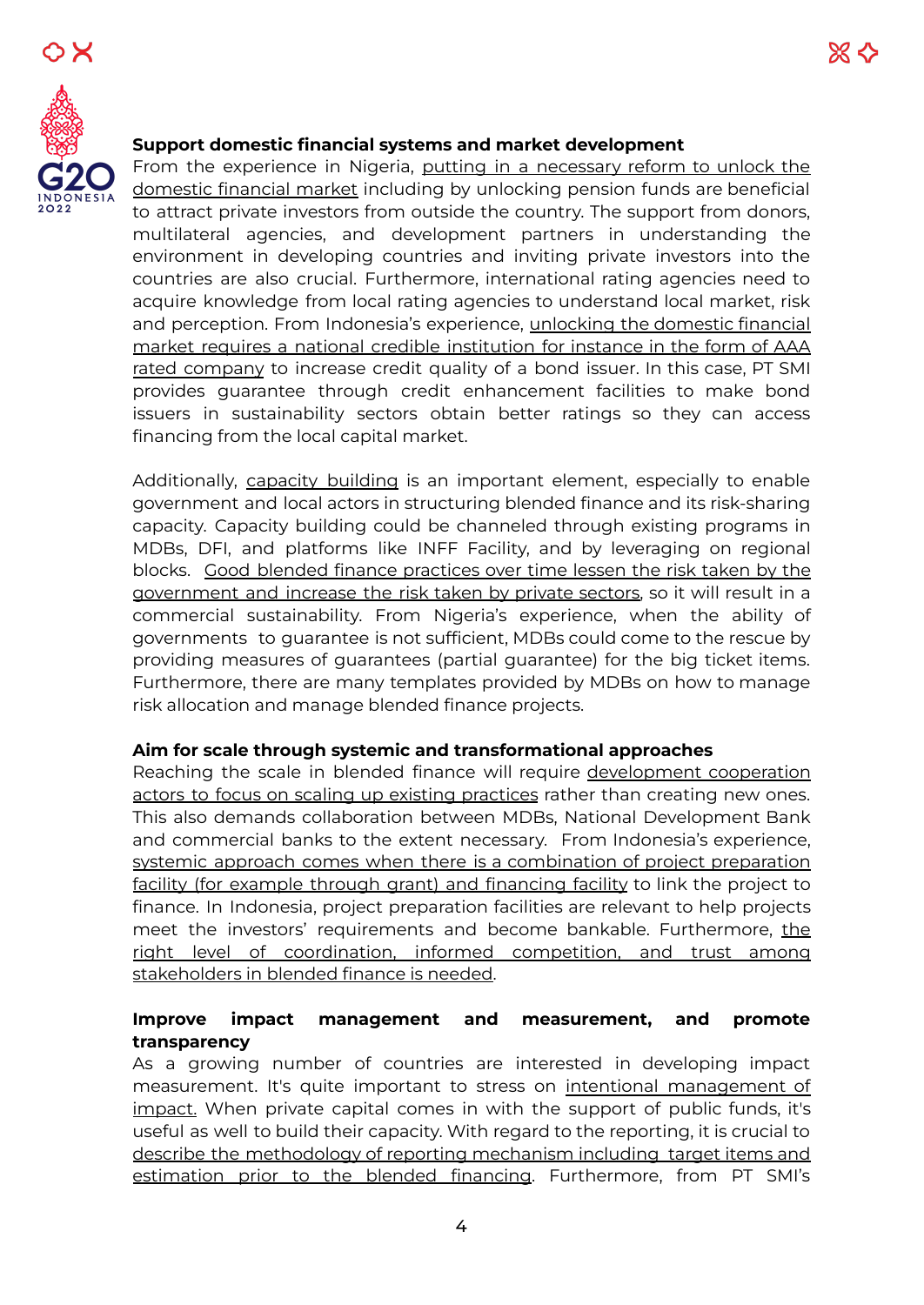**Support domestic financial systems and market development**

From the experience in Nigeria, putting in a necessary reform to unlock the domestic financial market including by unlocking pension funds are beneficial to attract private investors from outside the country. The support from donors, multilateral agencies, and development partners in understanding the environment in developing countries and inviting private investors into the countries are also crucial. Furthermore, international rating agencies need to acquire knowledge from local rating agencies to understand local market, risk and perception. From Indonesia's experience, unlocking the domestic financial market requires a national credible institution for instance in the form of AAA rated company to increase credit quality of a bond issuer. In this case, PT SMI provides guarantee through credit enhancement facilities to make bond issuers in sustainability sectors obtain better ratings so they can access financing from the local capital market.

Additionally, capacity building is an important element, especially to enable government and local actors in structuring blended finance and its risk-sharing capacity. Capacity building could be channeled through existing programs in MDBs, DFI, and platforms like INFF Facility, and by leveraging on regional blocks. Good blended finance practices over time lessen the risk taken by the government and increase the risk taken by private sectors, so it will result in a commercial sustainability. From Nigeria's experience, when the ability of governments to guarantee is not sufficient, MDBs could come to the rescue by providing measures of guarantees (partial guarantee) for the big ticket items. Furthermore, there are many templates provided by MDBs on how to manage risk allocation and manage blended finance projects.

**Aim for scale through systemic and transformational approaches**

Reaching the scale in blended finance will require development cooperation actors to focus on scaling up existing practices rather than creating new ones. This also demands collaboration between MDBs, National Development Bank and commercial banks to the extent necessary. From Indonesia's experience, systemic approach comes when there is a combination of project preparation facility (for example through grant) and financing facility to link the project to finance. In Indonesia, project preparation facilities are relevant to help projects meet the investors' requirements and become bankable. Furthermore, the right level of coordination, informed competition, and trust among stakeholders in blended finance is needed.

**Improve impact management and measurement, and promote transparency**

As a growing number of countries are interested in developing impact measurement. It's quite important to stress on intentional management of impact. When private capital comes in with the support of public funds, it's useful as well to build their capacity. With regard to the reporting, it is crucial to describe the methodology of reporting mechanism including target items and estimation prior to the blended financing. Furthermore, from PT SMI's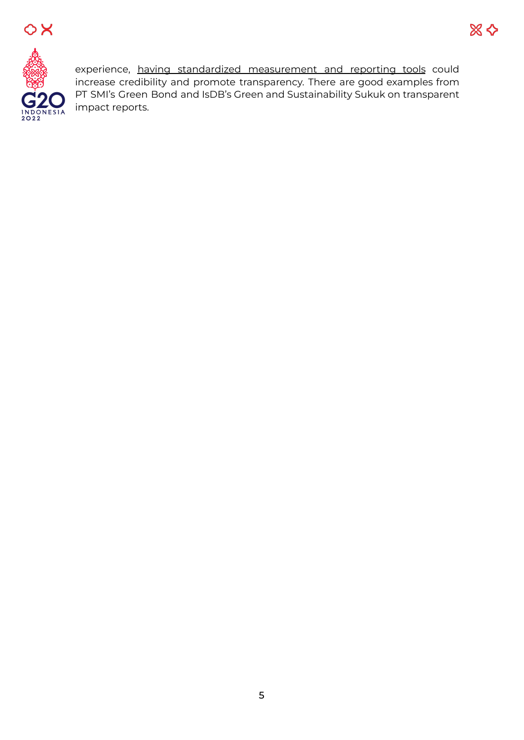experience, <u>having standardized measurement and reporting tools</u> could increase credibility and promote transparency. There are good examples from PT SMI's Green Bond and IsDB's Green and Sustainability Sukuk on transparent impact reports.